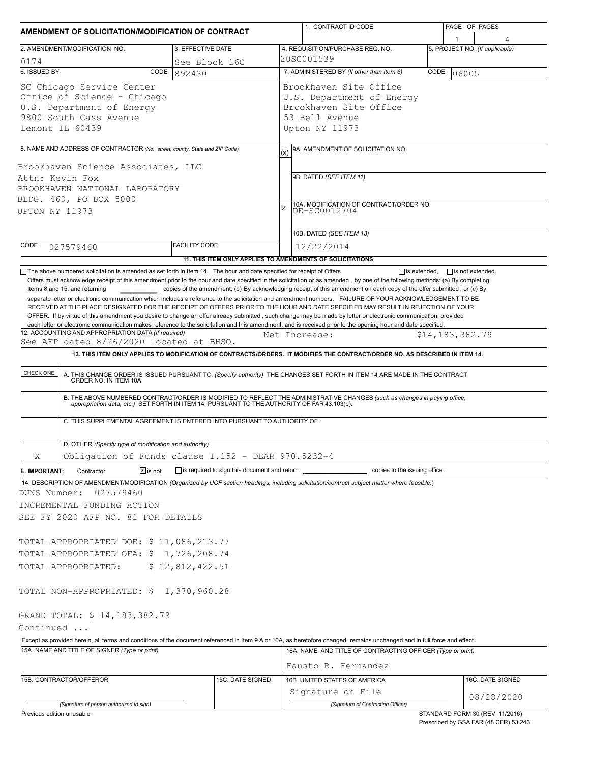# AMENDMENT OF SOLICITATION/MODIFICATION OF CONTRACT

| 1. CONTRACT ID CODE | PAGE OF PAGES |
|---|---|
| | 1 / 4 |

| 2. AMENDMENT/MODIFICATION NO. | 3. EFFECTIVE DATE | 4. REQUISITION/PURCHASE REQ. NO. | 5. PROJECT NO. (If applicable) |
|---|---|---|---|
| 0174 | See Block 16C | 20SC001539 | |

**6. ISSUED BY** CODE 892430

SC Chicago Service Center
Office of Science - Chicago
U.S. Department of Energy
9800 South Cass Avenue
Lemont IL 60439

**7. ADMINISTERED BY** (If other than Item 6) CODE 06005

Brookhaven Site Office
U.S. Department of Energy
Brookhaven Site Office
53 Bell Avenue
Upton NY 11973

**8. NAME AND ADDRESS OF CONTRACTOR** (No., street, county, State and ZIP Code)

Brookhaven Science Associates, LLC
Attn: Kevin Fox
BROOKHAVEN NATIONAL LABORATORY
BLDG. 460, PO BOX 5000
UPTON NY 11973

CODE 027579460 FACILITY CODE

(x) 9A. AMENDMENT OF SOLICITATION NO.

9B. DATED (SEE ITEM 11)

X 10A. MODIFICATION OF CONTRACT/ORDER NO. DE-SC0012704

10B. DATED (SEE ITEM 13) 12/22/2014

**11. THIS ITEM ONLY APPLIES TO AMENDMENTS OF SOLICITATIONS**

☐ The above numbered solicitation is amended as set forth in Item 14. The hour and date specified for receipt of Offers ☐ is extended, ☐ is not extended.
Offers must acknowledge receipt of this amendment prior to the hour and date specified in the solicitation or as amended, by one of the following methods: (a) By completing Items 8 and 15, and returning \_\_\_\_\_\_\_\_\_\_ copies of the amendment; (b) By acknowledging receipt of this amendment on each copy of the offer submitted ; or (c) By separate letter or electronic communication which includes a reference to the solicitation and amendment numbers. FAILURE OF YOUR ACKNOWLEDGEMENT TO BE RECEIVED AT THE PLACE DESIGNATED FOR THE RECEIPT OF OFFERS PRIOR TO THE HOUR AND DATE SPECIFIED MAY RESULT IN REJECTION OF YOUR OFFER. If by virtue of this amendment you desire to change an offer already submitted , such change may be made by letter or electronic communication, provided each letter or electronic communication makes reference to the solicitation and this amendment, and is received prior to the opening hour and date specified.

**12. ACCOUNTING AND APPROPRIATION DATA** (If required)
See AFP dated 8/26/2020 located at BHSO. Net Increase: $14,183,382.79

**13. THIS ITEM ONLY APPLIES TO MODIFICATION OF CONTRACTS/ORDERS. IT MODIFIES THE CONTRACT/ORDER NO. AS DESCRIBED IN ITEM 14.**

| CHECK ONE | |
|---|---|
| | A. THIS CHANGE ORDER IS ISSUED PURSUANT TO: (Specify authority) THE CHANGES SET FORTH IN ITEM 14 ARE MADE IN THE CONTRACT ORDER NO. IN ITEM 10A. |
| | B. THE ABOVE NUMBERED CONTRACT/ORDER IS MODIFIED TO REFLECT THE ADMINISTRATIVE CHANGES (such as changes in paying office, appropriation data, etc.) SET FORTH IN ITEM 14, PURSUANT TO THE AUTHORITY OF FAR 43.103(b). |
| | C. THIS SUPPLEMENTAL AGREEMENT IS ENTERED INTO PURSUANT TO AUTHORITY OF: |
| X | D. OTHER (Specify type of modification and authority) Obligation of Funds clause I.152 - DEAR 970.5232-4 |

**E. IMPORTANT:** Contractor ☒ is not ☐ is required to sign this document and return \_\_\_\_\_\_\_\_ copies to the issuing office.

**14. DESCRIPTION OF AMENDMENT/MODIFICATION** (Organized by UCF section headings, including solicitation/contract subject matter where feasible.)

DUNS Number: 027579460
INCREMENTAL FUNDING ACTION
SEE FY 2020 AFP NO. 81 FOR DETAILS

TOTAL APPROPRIATED DOE: $ 11,086,213.77
TOTAL APPROPRIATED OFA: $ 1,726,208.74
TOTAL APPROPRIATED: $ 12,812,422.51

TOTAL NON-APPROPRIATED: $ 1,370,960.28

GRAND TOTAL: $ 14,183,382.79
Continued ...

Except as provided herein, all terms and conditions of the document referenced in Item 9 A or 10A, as heretofore changed, remains unchanged and in full force and effect.

| 15A. NAME AND TITLE OF SIGNER (Type or print) | | 16A. NAME AND TITLE OF CONTRACTING OFFICER (Type or print) | |
|---|---|---|---|
| | | Fausto R. Fernandez | |
| 15B. CONTRACTOR/OFFEROR | 15C. DATE SIGNED | 16B. UNITED STATES OF AMERICA | 16C. DATE SIGNED |
| (Signature of person authorized to sign) | | Signature on File (Signature of Contracting Officer) | 08/28/2020 |

Previous edition unusable

STANDARD FORM 30 (REV. 11/2016)
Prescribed by GSA FAR (48 CFR) 53.243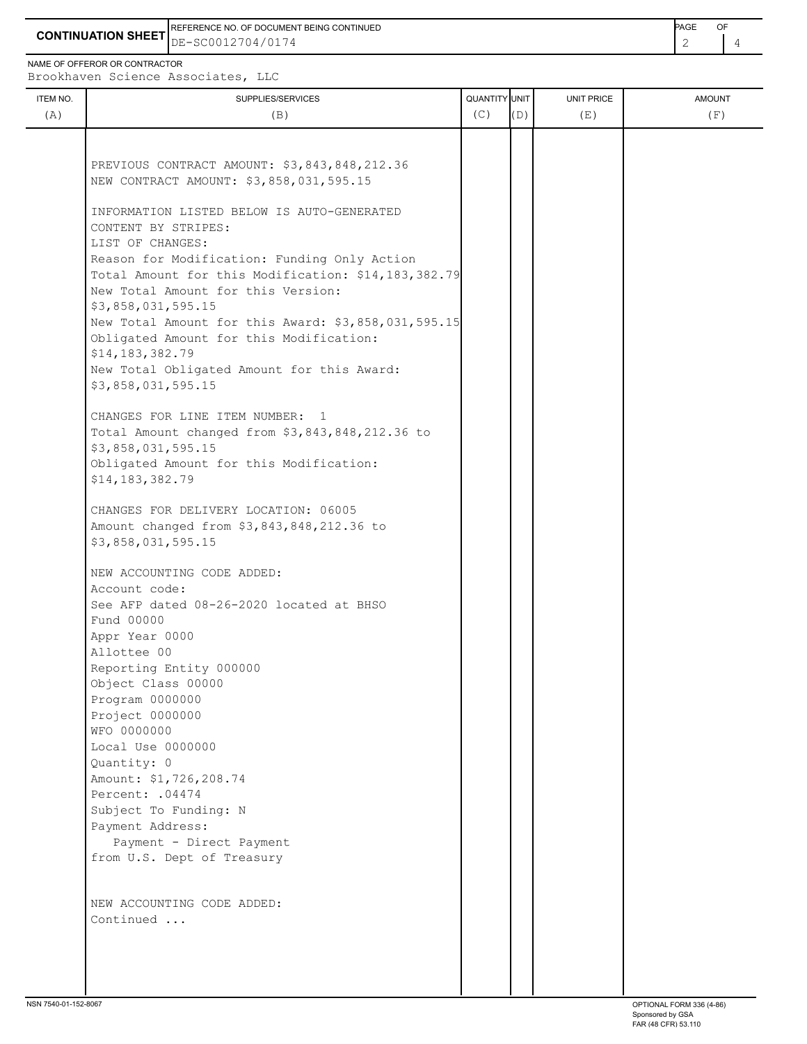**CONTINUATION SHEET**

REFERENCE NO. OF DOCUMENT BEING CONTINUED: DE-SC0012704/0174

NAME OF OFFEROR OR CONTRACTOR: Brookhaven Science Associates, LLC

| ITEM NO. (A) | SUPPLIES/SERVICES (B) | QUANTITY (C) | UNIT (D) | UNIT PRICE (E) | AMOUNT (F) |
|---|---|---|---|---|---|
| | PREVIOUS CONTRACT AMOUNT: $3,843,848,212.36<br>NEW CONTRACT AMOUNT: $3,858,031,595.15<br><br>INFORMATION LISTED BELOW IS AUTO-GENERATED<br>CONTENT BY STRIPES:<br>LIST OF CHANGES:<br>Reason for Modification: Funding Only Action<br>Total Amount for this Modification: $14,183,382.79<br>New Total Amount for this Version:<br>$3,858,031,595.15<br>New Total Amount for this Award: $3,858,031,595.15<br>Obligated Amount for this Modification:<br>$14,183,382.79<br>New Total Obligated Amount for this Award:<br>$3,858,031,595.15<br><br>CHANGES FOR LINE ITEM NUMBER: 1<br>Total Amount changed from $3,843,848,212.36 to<br>$3,858,031,595.15<br>Obligated Amount for this Modification:<br>$14,183,382.79<br><br>CHANGES FOR DELIVERY LOCATION: 06005<br>Amount changed from $3,843,848,212.36 to<br>$3,858,031,595.15<br><br>NEW ACCOUNTING CODE ADDED:<br>Account code:<br>See AFP dated 08-26-2020 located at BHSO<br>Fund 00000<br>Appr Year 0000<br>Allottee 00<br>Reporting Entity 000000<br>Object Class 00000<br>Program 0000000<br>Project 0000000<br>WFO 0000000<br>Local Use 0000000<br>Quantity: 0<br>Amount: $1,726,208.74<br>Percent: .04474<br>Subject To Funding: N<br>Payment Address:<br>Payment - Direct Payment<br>from U.S. Dept of Treasury<br><br>NEW ACCOUNTING CODE ADDED:<br>Continued ... | | | | |

NSN 7540-01-152-8067

OPTIONAL FORM 336 (4-86)
Sponsored by GSA
FAR (48 CFR) 53.110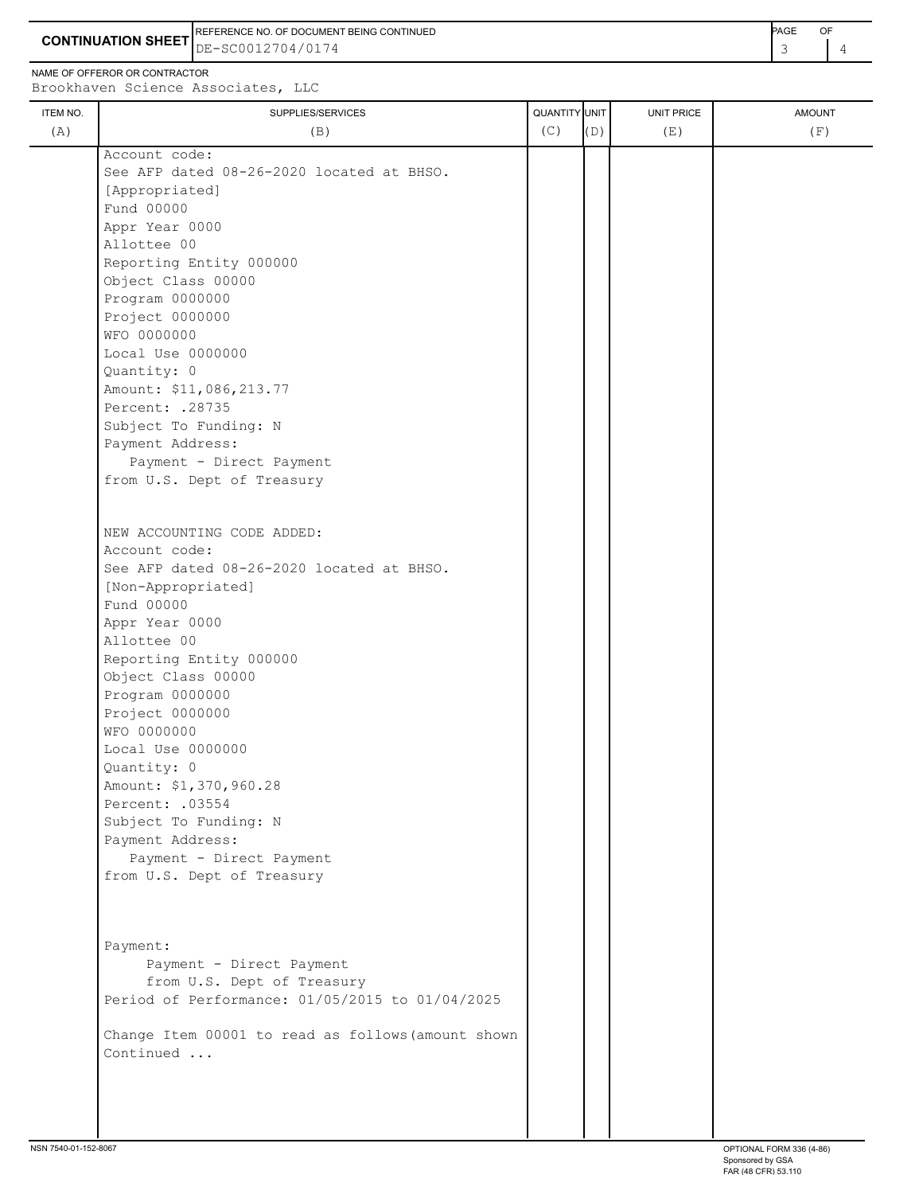**CONTINUATION SHEET**

REFERENCE NO. OF DOCUMENT BEING CONTINUED
DE-SC0012704/0174

NAME OF OFFEROR OR CONTRACTOR
Brookhaven Science Associates, LLC

| ITEM NO. (A) | SUPPLIES/SERVICES (B) | QUANTITY (C) | UNIT (D) | UNIT PRICE (E) | AMOUNT (F) |
|---|---|---|---|---|---|
| | Account code:<br>See AFP dated 08-26-2020 located at BHSO.<br>[Appropriated]<br>Fund 00000<br>Appr Year 0000<br>Allottee 00<br>Reporting Entity 000000<br>Object Class 00000<br>Program 0000000<br>Project 0000000<br>WFO 0000000<br>Local Use 0000000<br>Quantity: 0<br>Amount: $11,086,213.77<br>Percent: .28735<br>Subject To Funding: N<br>Payment Address:<br>Payment - Direct Payment<br>from U.S. Dept of Treasury | | | | |
| | NEW ACCOUNTING CODE ADDED:<br>Account code:<br>See AFP dated 08-26-2020 located at BHSO.<br>[Non-Appropriated]<br>Fund 00000<br>Appr Year 0000<br>Allottee 00<br>Reporting Entity 000000<br>Object Class 00000<br>Program 0000000<br>Project 0000000<br>WFO 0000000<br>Local Use 0000000<br>Quantity: 0<br>Amount: $1,370,960.28<br>Percent: .03554<br>Subject To Funding: N<br>Payment Address:<br>Payment - Direct Payment<br>from U.S. Dept of Treasury | | | | |
| | Payment:<br>Payment - Direct Payment<br>from U.S. Dept of Treasury<br>Period of Performance: 01/05/2015 to 01/04/2025 | | | | |
| | Change Item 00001 to read as follows(amount shown<br>Continued ... | | | | |

NSN 7540-01-152-8067

OPTIONAL FORM 336 (4-86)
Sponsored by GSA
FAR (48 CFR) 53.110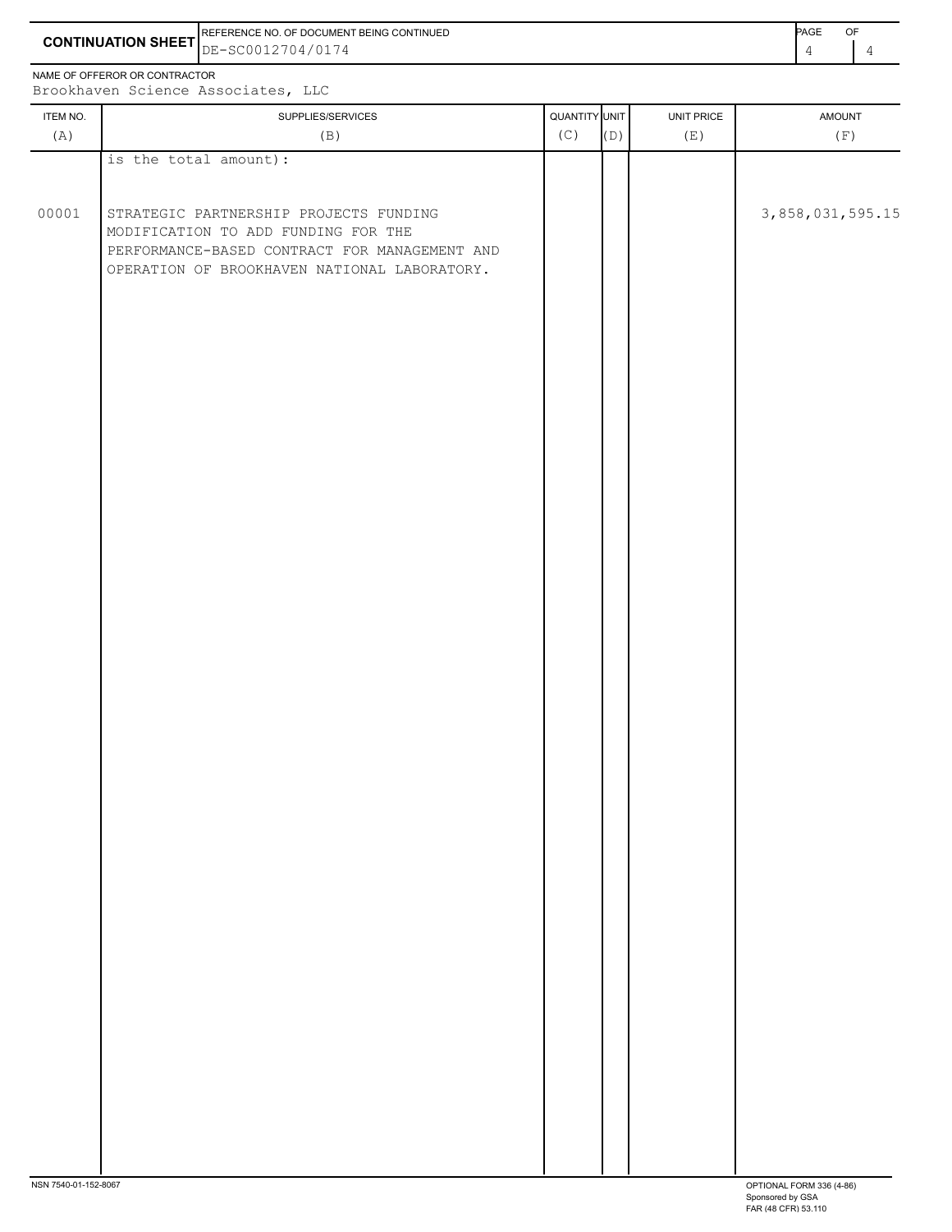**CONTINUATION SHEET**

REFERENCE NO. OF DOCUMENT BEING CONTINUED
DE-SC0012704/0174

NAME OF OFFEROR OR CONTRACTOR
Brookhaven Science Associates, LLC

| ITEM NO. (A) | SUPPLIES/SERVICES (B) | QUANTITY (C) | UNIT (D) | UNIT PRICE (E) | AMOUNT (F) |
|---|---|---|---|---|---|
| | is the total amount): | | | | |
| 00001 | STRATEGIC PARTNERSHIP PROJECTS FUNDING MODIFICATION TO ADD FUNDING FOR THE PERFORMANCE-BASED CONTRACT FOR MANAGEMENT AND OPERATION OF BROOKHAVEN NATIONAL LABORATORY. | | | | 3,858,031,595.15 |

NSN 7540-01-152-8067

OPTIONAL FORM 336 (4-86)
Sponsored by GSA
FAR (48 CFR) 53.110